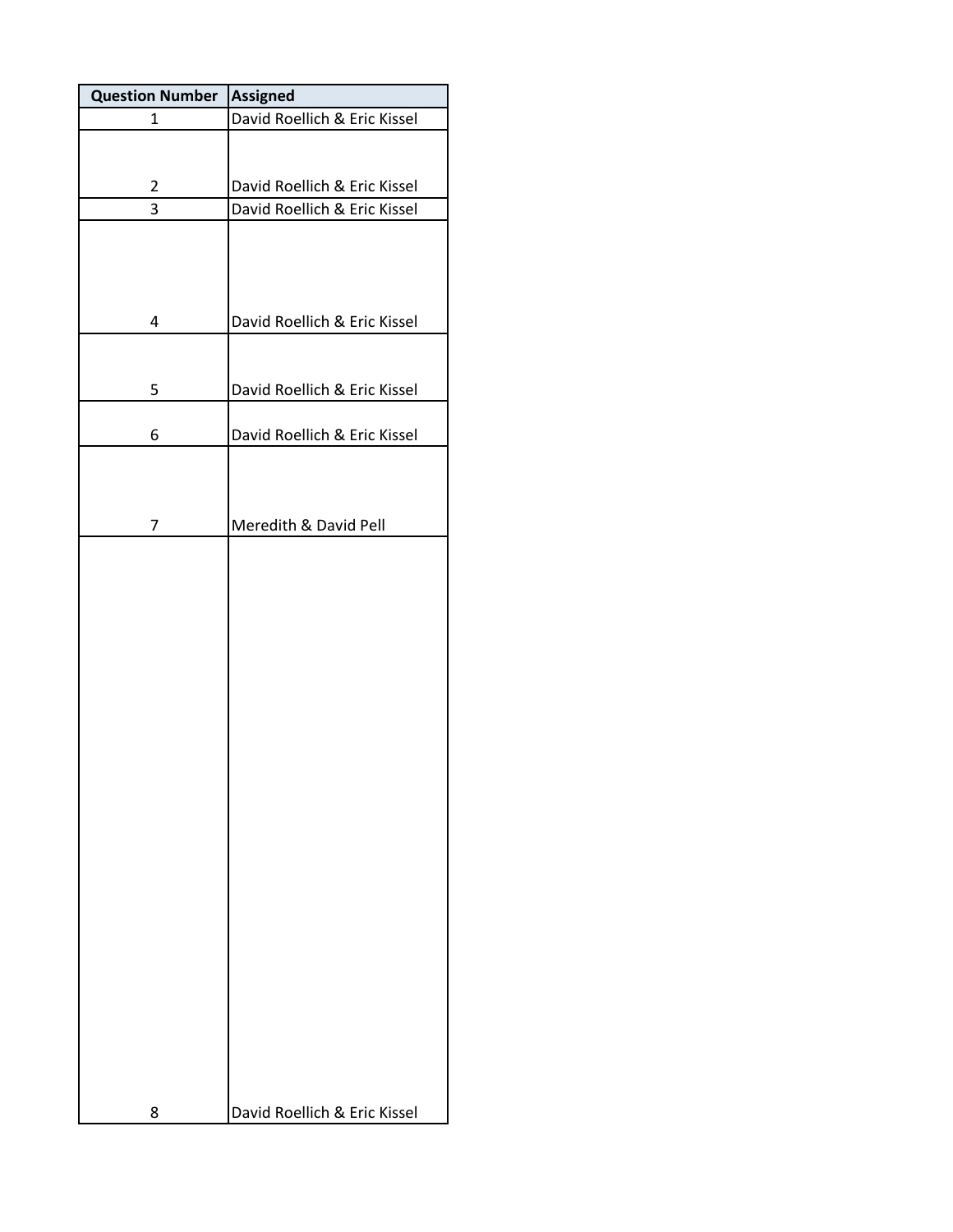| Question Number | Assigned |
| --- | --- |
| 1 | David Roellich & Eric Kissel |
| 2 | David Roellich & Eric Kissel |
| 3 | David Roellich & Eric Kissel |
| 4 | David Roellich & Eric Kissel |
| 5 | David Roellich & Eric Kissel |
| 6 | David Roellich & Eric Kissel |
| 7 | Meredith & David Pell |
| 8 | David Roellich & Eric Kissel |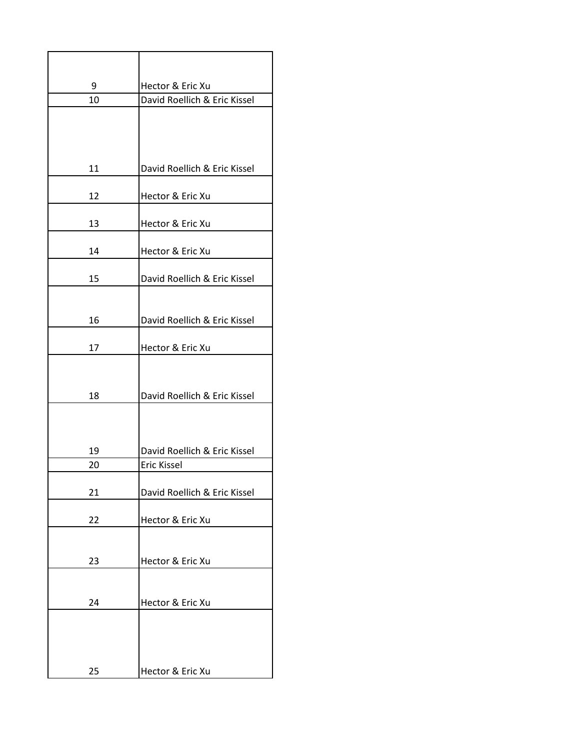| | |
|---|---|
| 9 | Hector & Eric Xu |
| 10 | David Roellich & Eric Kissel |
| 11 | David Roellich & Eric Kissel |
| 12 | Hector & Eric Xu |
| 13 | Hector & Eric Xu |
| 14 | Hector & Eric Xu |
| 15 | David Roellich & Eric Kissel |
| 16 | David Roellich & Eric Kissel |
| 17 | Hector & Eric Xu |
| 18 | David Roellich & Eric Kissel |
| 19 | David Roellich & Eric Kissel |
| 20 | Eric Kissel |
| 21 | David Roellich & Eric Kissel |
| 22 | Hector & Eric Xu |
| 23 | Hector & Eric Xu |
| 24 | Hector & Eric Xu |
| 25 | Hector & Eric Xu |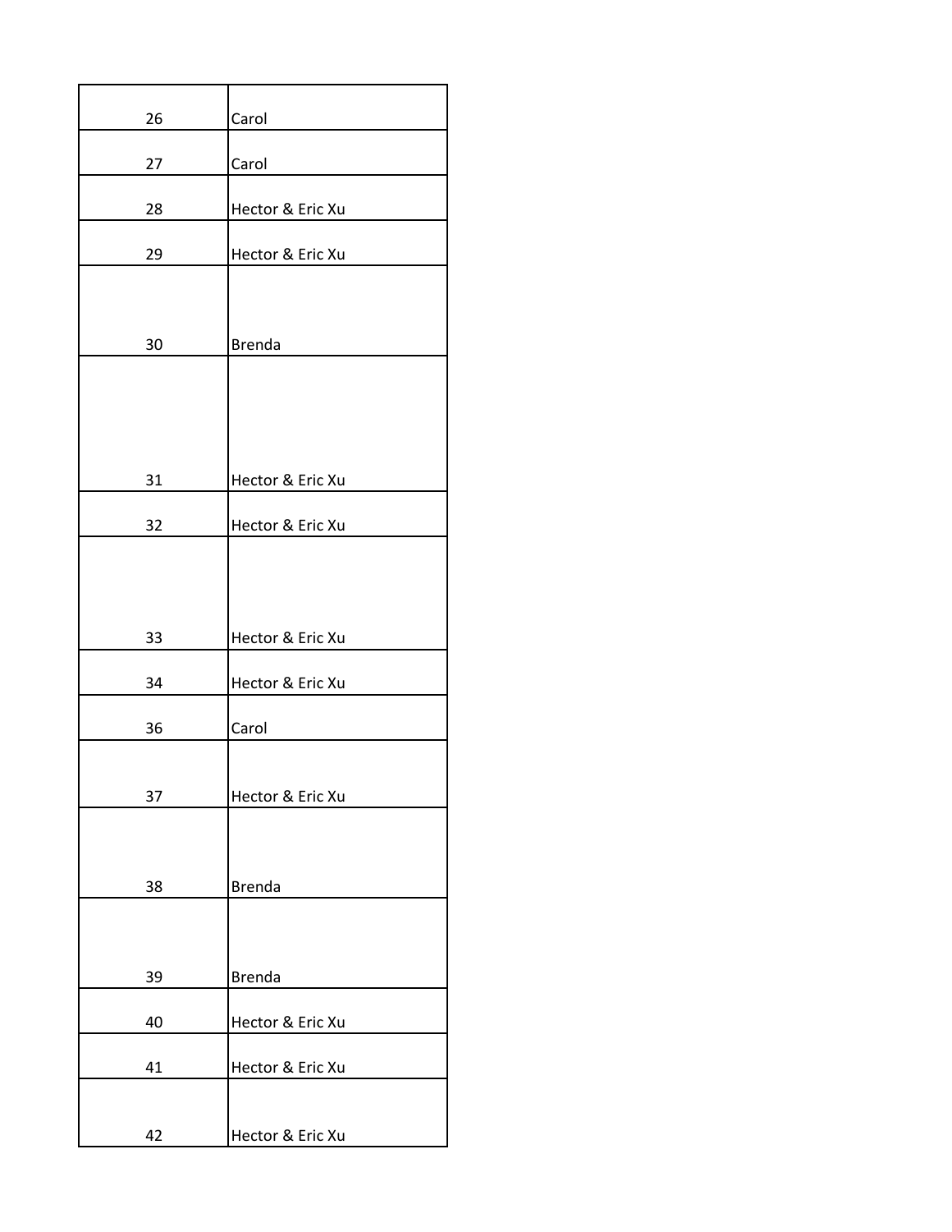| | |
|---|---|
| 26 | Carol |
| 27 | Carol |
| 28 | Hector & Eric Xu |
| 29 | Hector & Eric Xu |
| 30 | Brenda |
| 31 | Hector & Eric Xu |
| 32 | Hector & Eric Xu |
| 33 | Hector & Eric Xu |
| 34 | Hector & Eric Xu |
| 36 | Carol |
| 37 | Hector & Eric Xu |
| 38 | Brenda |
| 39 | Brenda |
| 40 | Hector & Eric Xu |
| 41 | Hector & Eric Xu |
| 42 | Hector & Eric Xu |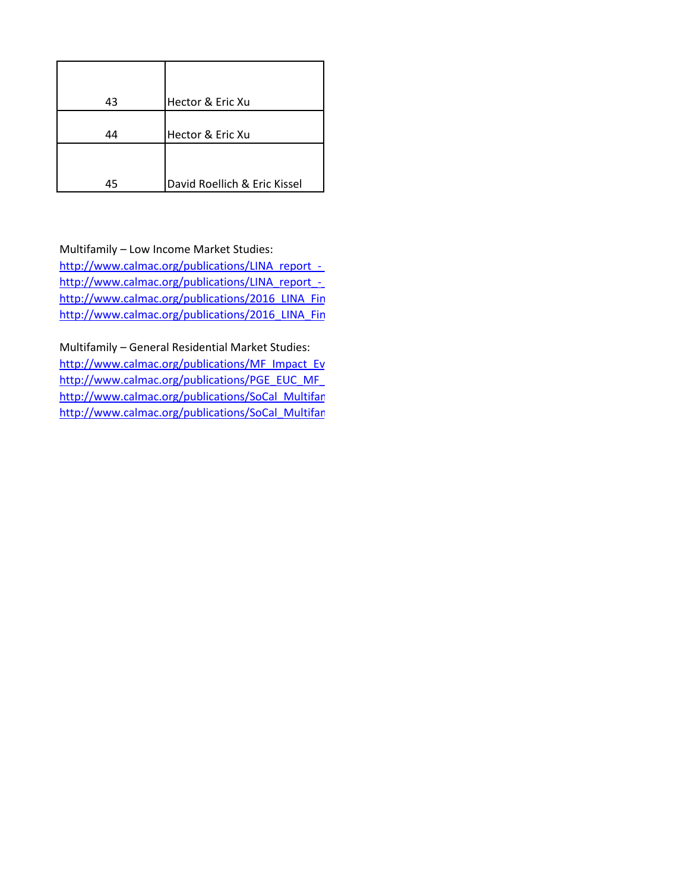| | |
|---|---|
| 43 | Hector & Eric Xu |
| 44 | Hector & Eric Xu |
| 45 | David Roellich & Eric Kissel |

Multifamily – Low Income Market Studies:
http://www.calmac.org/publications/LINA_report_-_
http://www.calmac.org/publications/LINA_report_-_
http://www.calmac.org/publications/2016_LINA_Fin
http://www.calmac.org/publications/2016_LINA_Fin

Multifamily – General Residential Market Studies:
http://www.calmac.org/publications/MF_Impact_Ev
http://www.calmac.org/publications/PGE_EUC_MF_
http://www.calmac.org/publications/SoCal_Multifan
http://www.calmac.org/publications/SoCal_Multifan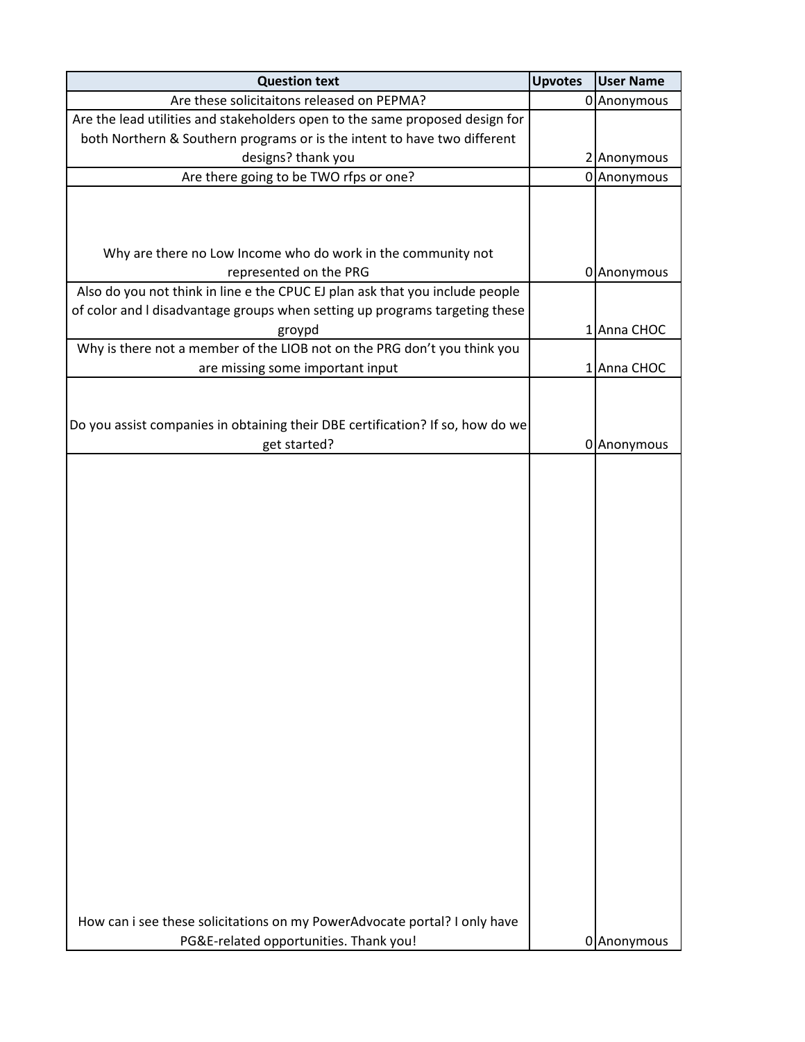| Question text | Upvotes | User Name |
|---|---|---|
| Are these solicitaitons released on PEPMA? | 0 | Anonymous |
| Are the lead utilities and stakeholders open to the same proposed design for both Northern & Southern programs or is the intent to have two different designs? thank you | 2 | Anonymous |
| Are there going to be TWO rfps or one? | 0 | Anonymous |
| Why are there no Low Income who do work in the community not represented on the PRG | 0 | Anonymous |
| Also do you not think in line e the CPUC EJ plan ask that you include people of color and l disadvantage groups when setting up programs targeting these groypd | 1 | Anna CHOC |
| Why is there not a member of the LIOB not on the PRG don't you think you are missing some important input | 1 | Anna CHOC |
| Do you assist companies in obtaining their DBE certification? If so, how do we get started? | 0 | Anonymous |
| How can i see these solicitations on my PowerAdvocate portal? I only have PG&E-related opportunities. Thank you! | 0 | Anonymous |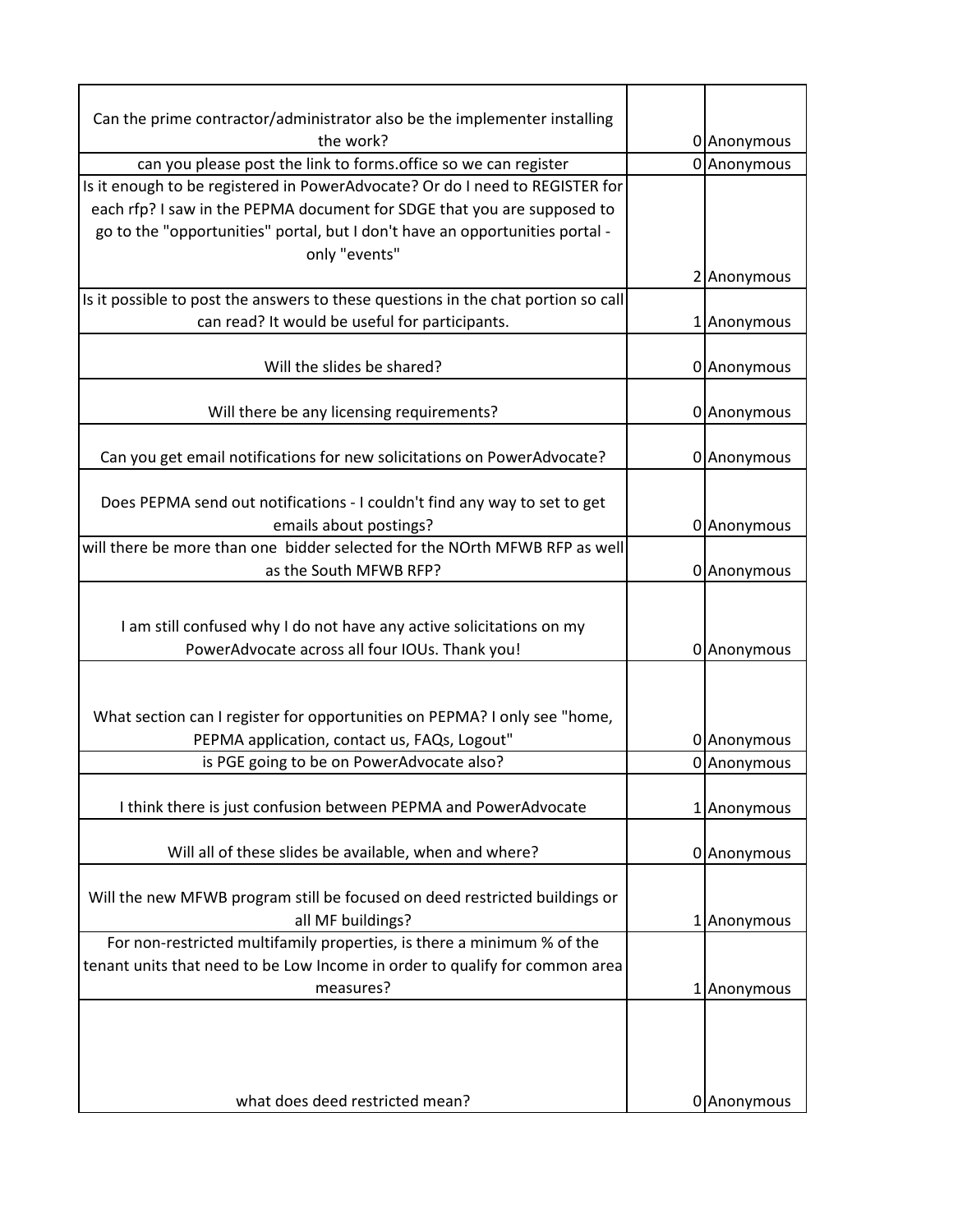| | | |
|---|---|---|
| Can the prime contractor/administrator also be the implementer installing the work? | 0 | Anonymous |
| can you please post the link to forms.office so we can register | 0 | Anonymous |
| Is it enough to be registered in PowerAdvocate? Or do I need to REGISTER for each rfp? I saw in the PEPMA document for SDGE that you are supposed to go to the "opportunities" portal, but I don't have an opportunities portal - only "events" | 2 | Anonymous |
| Is it possible to post the answers to these questions in the chat portion so call can read? It would be useful for participants. | 1 | Anonymous |
| Will the slides be shared? | 0 | Anonymous |
| Will there be any licensing requirements? | 0 | Anonymous |
| Can you get email notifications for new solicitations on PowerAdvocate? | 0 | Anonymous |
| Does PEPMA send out notifications - I couldn't find any way to set to get emails about postings? | 0 | Anonymous |
| will there be more than one bidder selected for the NOrth MFWB RFP as well as the South MFWB RFP? | 0 | Anonymous |
| I am still confused why I do not have any active solicitations on my PowerAdvocate across all four IOUs. Thank you! | 0 | Anonymous |
| What section can I register for opportunities on PEPMA? I only see "home, PEPMA application, contact us, FAQs, Logout" | 0 | Anonymous |
| is PGE going to be on PowerAdvocate also? | 0 | Anonymous |
| I think there is just confusion between PEPMA and PowerAdvocate | 1 | Anonymous |
| Will all of these slides be available, when and where? | 0 | Anonymous |
| Will the new MFWB program still be focused on deed restricted buildings or all MF buildings? | 1 | Anonymous |
| For non-restricted multifamily properties, is there a minimum % of the tenant units that need to be Low Income in order to qualify for common area measures? | 1 | Anonymous |
| what does deed restricted mean? | 0 | Anonymous |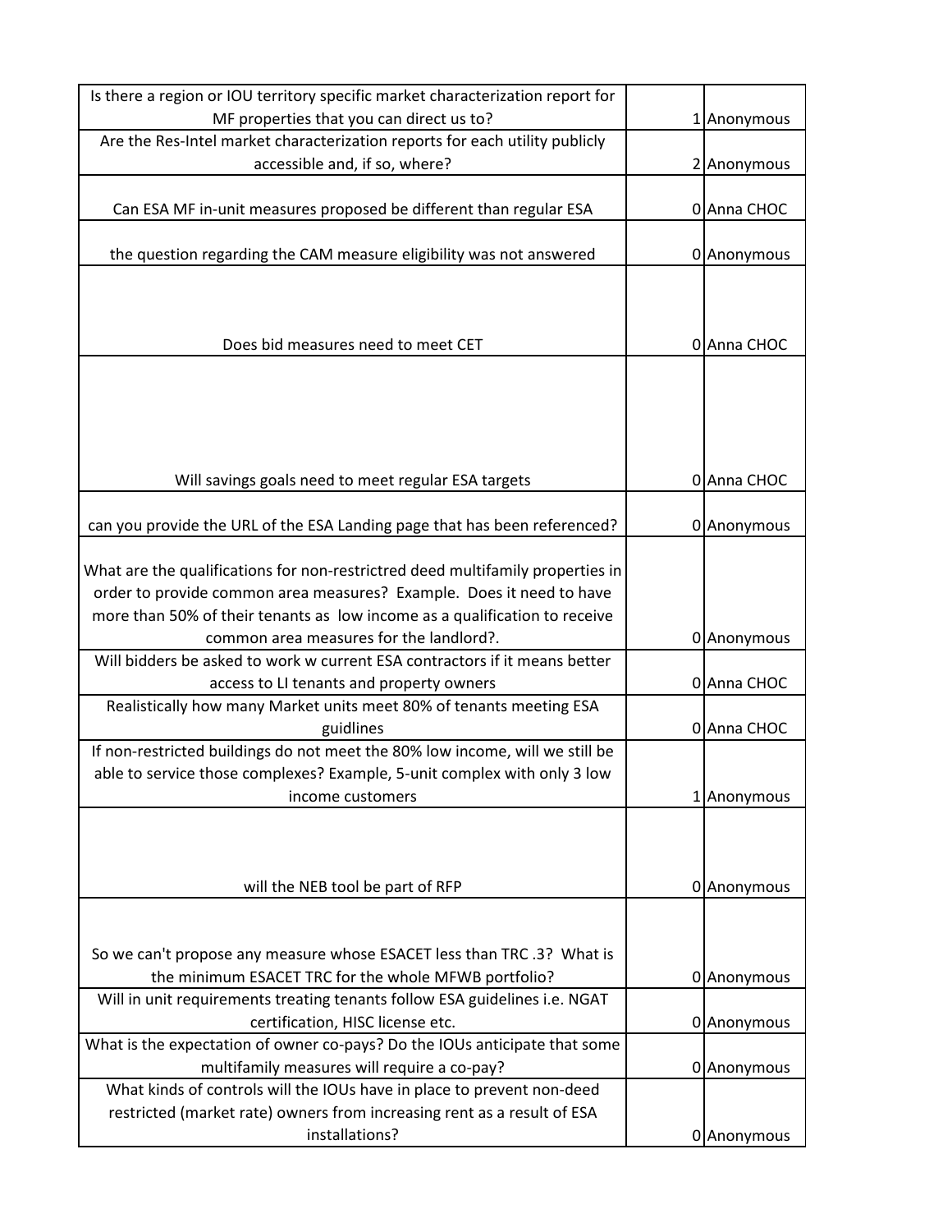| | | | |
|---|---|---|---|
| Is there a region or IOU territory specific market characterization report for MF properties that you can direct us to? | | 1 | Anonymous |
| Are the Res-Intel market characterization reports for each utility publicly accessible and, if so, where? | | 2 | Anonymous |
| Can ESA MF in-unit measures proposed be different than regular ESA | | 0 | Anna CHOC |
| the question regarding the CAM measure eligibility was not answered | | 0 | Anonymous |
| Does bid measures need to meet CET | | 0 | Anna CHOC |
| Will savings goals need to meet regular ESA targets | | 0 | Anna CHOC |
| can you provide the URL of the ESA Landing page that has been referenced? | | 0 | Anonymous |
| What are the qualifications for non-restrictred deed multifamily properties in order to provide common area measures? Example. Does it need to have more than 50% of their tenants as low income as a qualification to receive common area measures for the landlord?. | | 0 | Anonymous |
| Will bidders be asked to work w current ESA contractors if it means better access to LI tenants and property owners | | 0 | Anna CHOC |
| Realistically how many Market units meet 80% of tenants meeting ESA guidlines | | 0 | Anna CHOC |
| If non-restricted buildings do not meet the 80% low income, will we still be able to service those complexes? Example, 5-unit complex with only 3 low income customers | | 1 | Anonymous |
| will the NEB tool be part of RFP | | 0 | Anonymous |
| So we can't propose any measure whose ESACET less than TRC .3? What is the minimum ESACET TRC for the whole MFWB portfolio? | | 0 | Anonymous |
| Will in unit requirements treating tenants follow ESA guidelines i.e. NGAT certification, HISC license etc. | | 0 | Anonymous |
| What is the expectation of owner co-pays? Do the IOUs anticipate that some multifamily measures will require a co-pay? | | 0 | Anonymous |
| What kinds of controls will the IOUs have in place to prevent non-deed restricted (market rate) owners from increasing rent as a result of ESA installations? | | 0 | Anonymous |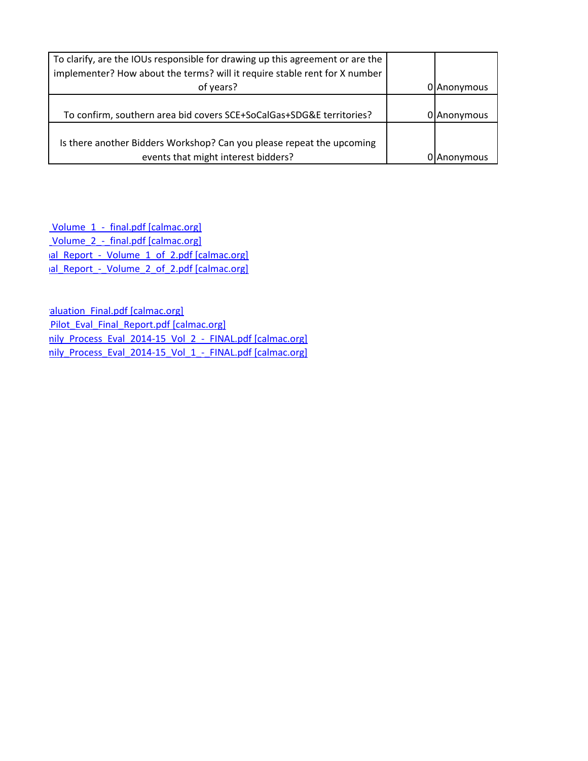| | | |
|---|---|---|
| To clarify, are the IOUs responsible for drawing up this agreement or are the implementer? How about the terms? will it require stable rent for X number of years? | 0 | Anonymous |
| To confirm, southern area bid covers SCE+SoCalGas+SDG&E territories? | 0 | Anonymous |
| Is there another Bidders Workshop? Can you please repeat the upcoming events that might interest bidders? | 0 | Anonymous |

_Volume_1_-_final.pdf [calmac.org]
_Volume_2_-_final.pdf [calmac.org]
ial_Report_-_Volume_1_of_2.pdf [calmac.org]
ial_Report_-_Volume_2_of_2.pdf [calmac.org]

aluation_Final.pdf [calmac.org]
_Pilot_Eval_Final_Report.pdf [calmac.org]
nily_Process_Eval_2014-15_Vol_2_-_FINAL.pdf [calmac.org]
nily_Process_Eval_2014-15_Vol_1_-_FINAL.pdf [calmac.org]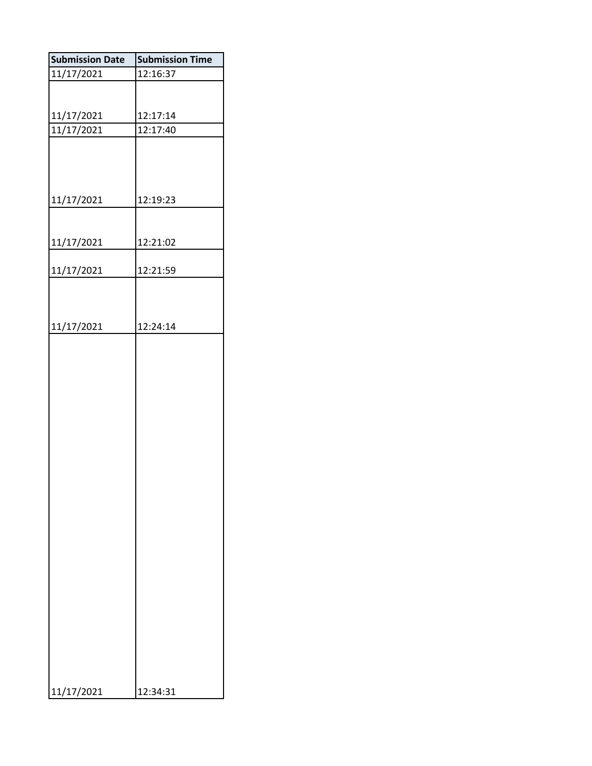| Submission Date | Submission Time |
|---|---|
| 11/17/2021 | 12:16:37 |
| 11/17/2021 | 12:17:14 |
| 11/17/2021 | 12:17:40 |
| 11/17/2021 | 12:19:23 |
| 11/17/2021 | 12:21:02 |
| 11/17/2021 | 12:21:59 |
| 11/17/2021 | 12:24:14 |
| 11/17/2021 | 12:34:31 |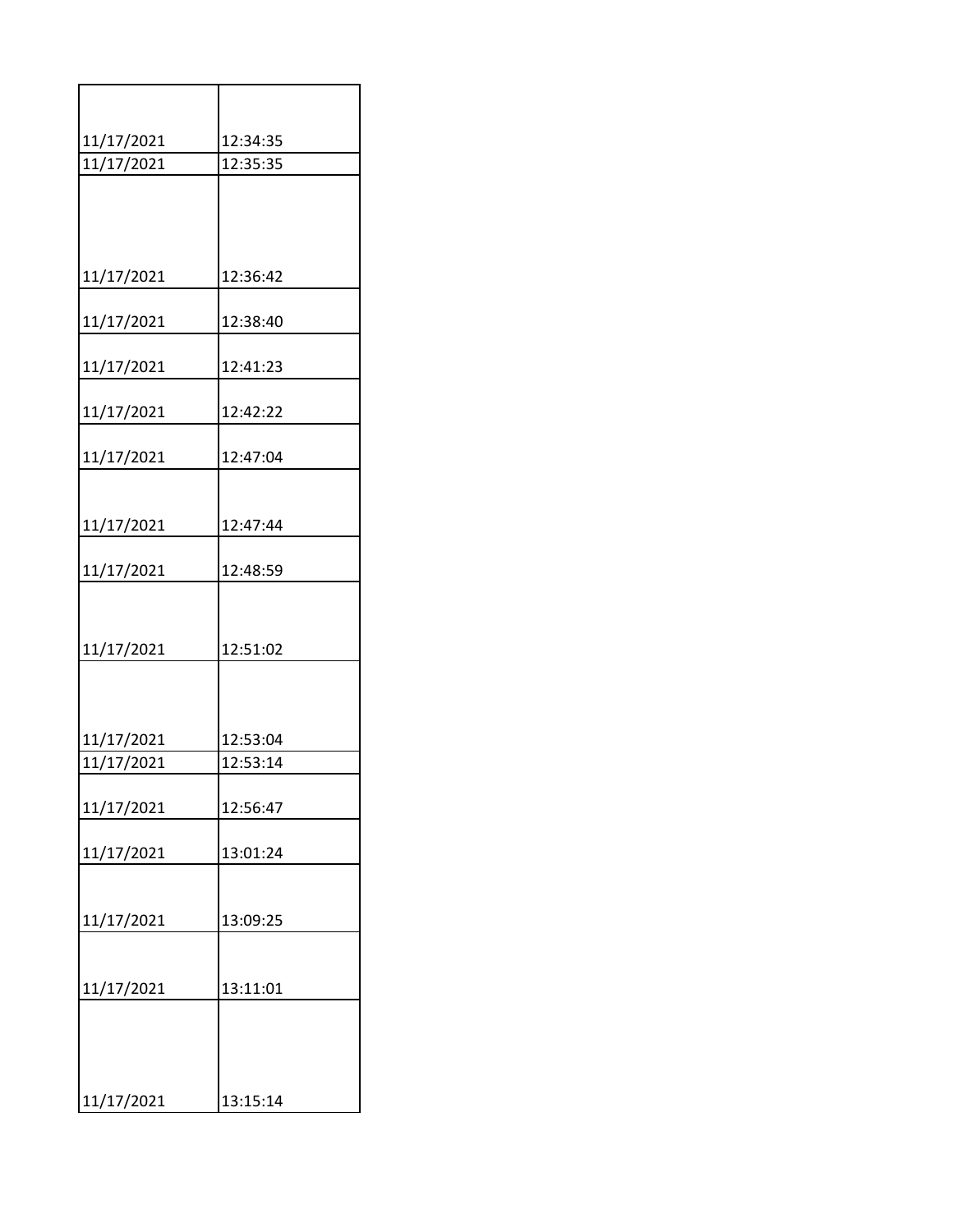| | |
|---|---|
| 11/17/2021 | 12:34:35 |
| 11/17/2021 | 12:35:35 |
| 11/17/2021 | 12:36:42 |
| 11/17/2021 | 12:38:40 |
| 11/17/2021 | 12:41:23 |
| 11/17/2021 | 12:42:22 |
| 11/17/2021 | 12:47:04 |
| 11/17/2021 | 12:47:44 |
| 11/17/2021 | 12:48:59 |
| 11/17/2021 | 12:51:02 |
| 11/17/2021 | 12:53:04 |
| 11/17/2021 | 12:53:14 |
| 11/17/2021 | 12:56:47 |
| 11/17/2021 | 13:01:24 |
| 11/17/2021 | 13:09:25 |
| 11/17/2021 | 13:11:01 |
| 11/17/2021 | 13:15:14 |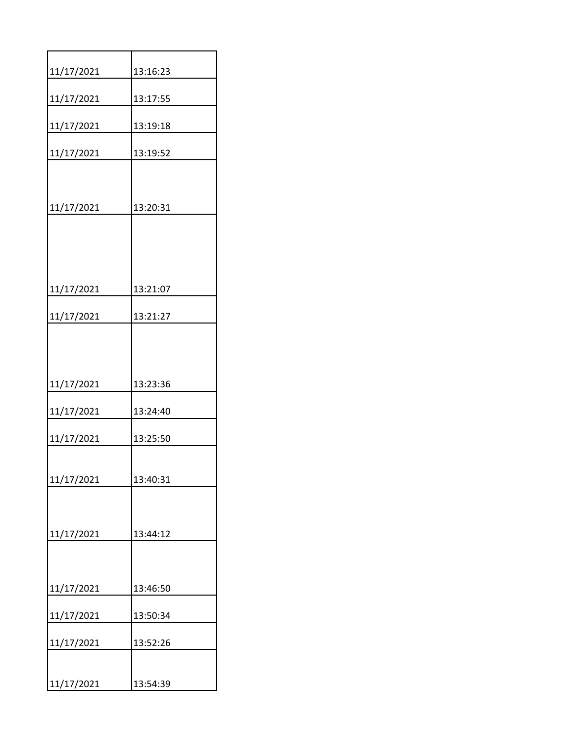| | |
|---|---|
| 11/17/2021 | 13:16:23 |
| 11/17/2021 | 13:17:55 |
| 11/17/2021 | 13:19:18 |
| 11/17/2021 | 13:19:52 |
| 11/17/2021 | 13:20:31 |
| 11/17/2021 | 13:21:07 |
| 11/17/2021 | 13:21:27 |
| 11/17/2021 | 13:23:36 |
| 11/17/2021 | 13:24:40 |
| 11/17/2021 | 13:25:50 |
| 11/17/2021 | 13:40:31 |
| 11/17/2021 | 13:44:12 |
| 11/17/2021 | 13:46:50 |
| 11/17/2021 | 13:50:34 |
| 11/17/2021 | 13:52:26 |
| 11/17/2021 | 13:54:39 |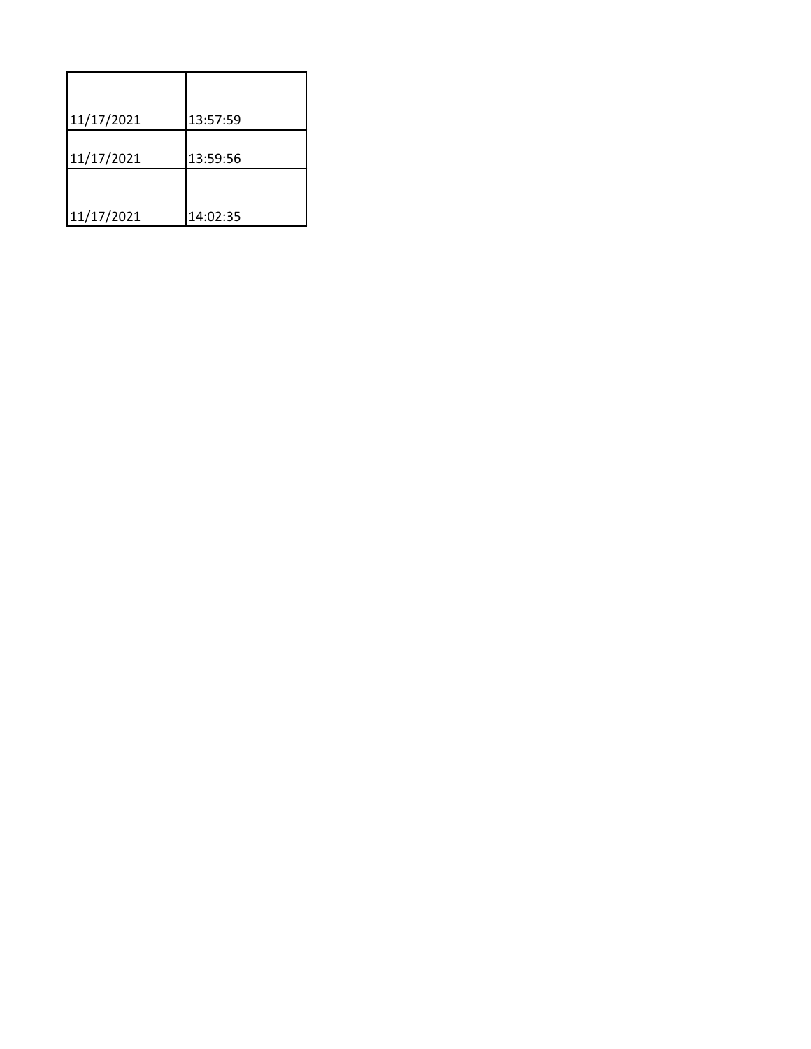| | |
|---|---|
| 11/17/2021 | 13:57:59 |
| 11/17/2021 | 13:59:56 |
| 11/17/2021 | 14:02:35 |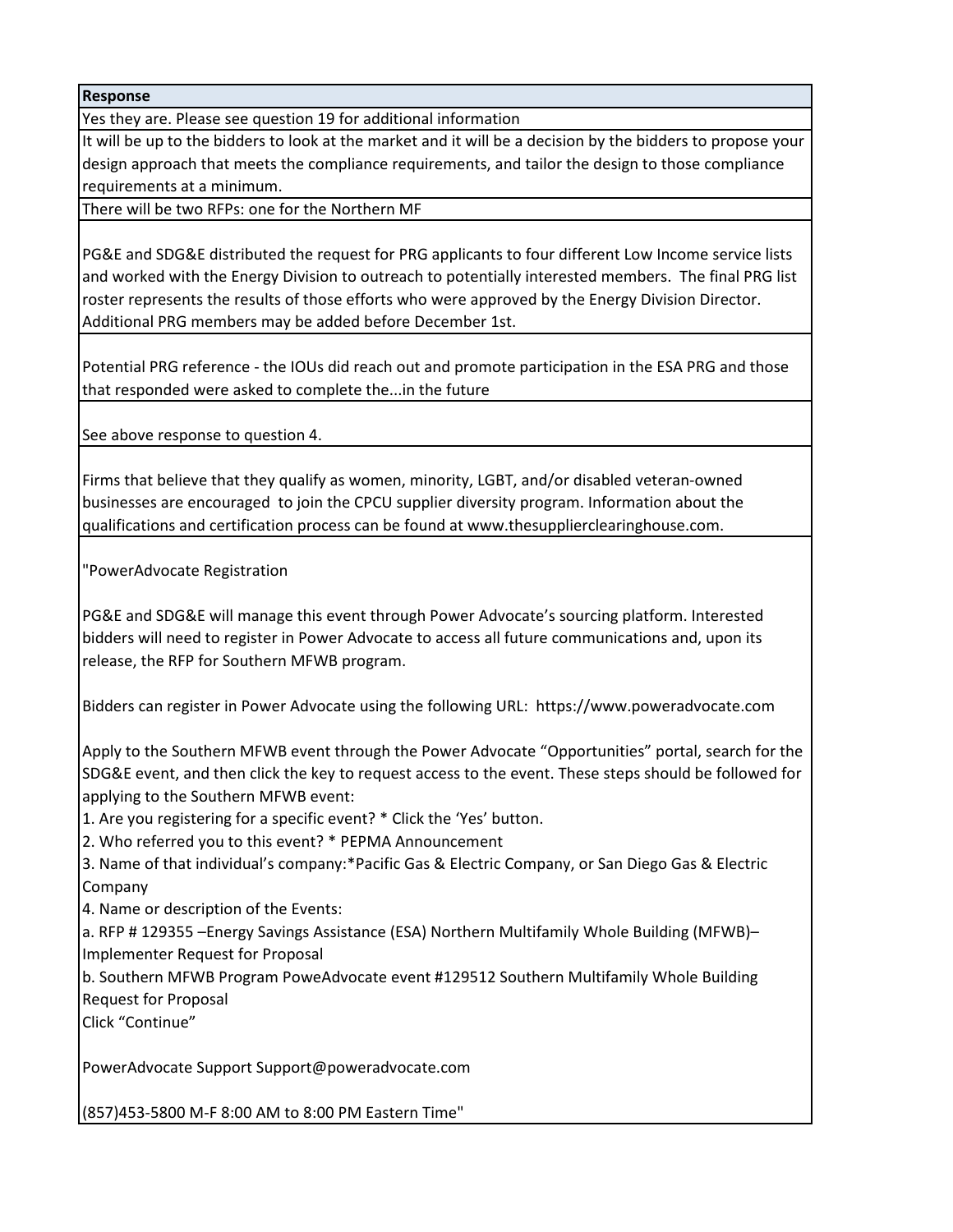| Response |
|---|
| Yes they are. Please see question 19 for additional information |
| It will be up to the bidders to look at the market and it will be a decision by the bidders to propose your design approach that meets the compliance requirements, and tailor the design to those compliance requirements at a minimum. |
| There will be two RFPs: one for the Northern MF |
| PG&E and SDG&E distributed the request for PRG applicants to four different Low Income service lists and worked with the Energy Division to outreach to potentially interested members. The final PRG list roster represents the results of those efforts who were approved by the Energy Division Director. Additional PRG members may be added before December 1st. |
| Potential PRG reference - the IOUs did reach out and promote participation in the ESA PRG and those that responded were asked to complete the...in the future |
| See above response to question 4. |
| Firms that believe that they qualify as women, minority, LGBT, and/or disabled veteran-owned businesses are encouraged to join the CPCU supplier diversity program. Information about the qualifications and certification process can be found at www.thesupplierclearinghouse.com. |
| "PowerAdvocate Registration<br><br>PG&E and SDG&E will manage this event through Power Advocate's sourcing platform. Interested bidders will need to register in Power Advocate to access all future communications and, upon its release, the RFP for Southern MFWB program.<br><br>Bidders can register in Power Advocate using the following URL: https://www.poweradvocate.com<br><br>Apply to the Southern MFWB event through the Power Advocate "Opportunities" portal, search for the SDG&E event, and then click the key to request access to the event. These steps should be followed for applying to the Southern MFWB event:<br>1. Are you registering for a specific event? * Click the 'Yes' button.<br>2. Who referred you to this event? * PEPMA Announcement<br>3. Name of that individual's company:*Pacific Gas & Electric Company, or San Diego Gas & Electric Company<br>4. Name or description of the Events:<br>a. RFP # 129355 –Energy Savings Assistance (ESA) Northern Multifamily Whole Building (MFWB)– Implementer Request for Proposal<br>b. Southern MFWB Program PoweAdvocate event #129512 Southern Multifamily Whole Building Request for Proposal<br>Click "Continue"<br><br>PowerAdvocate Support Support@poweradvocate.com<br><br>(857)453-5800 M-F 8:00 AM to 8:00 PM Eastern Time" |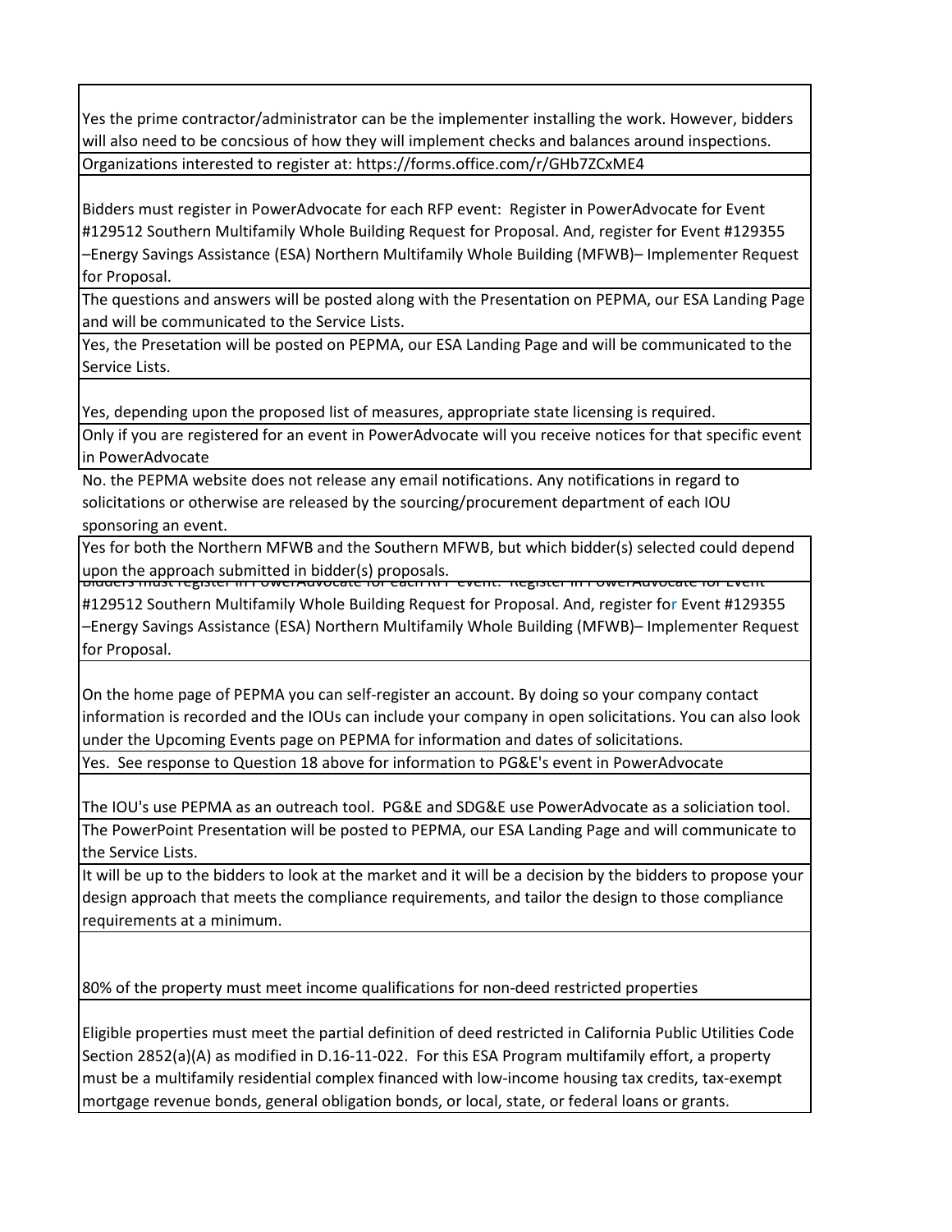| |
|---|
| Yes the prime contractor/administrator can be the implementer installing the work. However, bidders will also need to be concsious of how they will implement checks and balances around inspections. |
| Organizations interested to register at: https://forms.office.com/r/GHb7ZCxME4 |
| Bidders must register in PowerAdvocate for each RFP event: Register in PowerAdvocate for Event #129512 Southern Multifamily Whole Building Request for Proposal. And, register for Event #129355 –Energy Savings Assistance (ESA) Northern Multifamily Whole Building (MFWB)– Implementer Request for Proposal. |
| The questions and answers will be posted along with the Presentation on PEPMA, our ESA Landing Page and will be communicated to the Service Lists. |
| Yes, the Presetation will be posted on PEPMA, our ESA Landing Page and will be communicated to the Service Lists. |
| Yes, depending upon the proposed list of measures, appropriate state licensing is required. |
| Only if you are registered for an event in PowerAdvocate will you receive notices for that specific event in PowerAdvocate |
| No. the PEPMA website does not release any email notifications. Any notifications in regard to solicitations or otherwise are released by the sourcing/procurement department of each IOU sponsoring an event. |
| Yes for both the Northern MFWB and the Southern MFWB, but which bidder(s) selected could depend upon the approach submitted in bidder(s) proposals. |
| Bidders must register in PowerAdvocate for each RFP event: Register in PowerAdvocate for Event #129512 Southern Multifamily Whole Building Request for Proposal. And, register for Event #129355 –Energy Savings Assistance (ESA) Northern Multifamily Whole Building (MFWB)– Implementer Request for Proposal. |
| On the home page of PEPMA you can self-register an account. By doing so your company contact information is recorded and the IOUs can include your company in open solicitations. You can also look under the Upcoming Events page on PEPMA for information and dates of solicitations. |
| Yes. See response to Question 18 above for information to PG&E's event in PowerAdvocate |
| The IOU's use PEPMA as an outreach tool. PG&E and SDG&E use PowerAdvocate as a soliciation tool. |
| The PowerPoint Presentation will be posted to PEPMA, our ESA Landing Page and will communicate to the Service Lists. |
| It will be up to the bidders to look at the market and it will be a decision by the bidders to propose your design approach that meets the compliance requirements, and tailor the design to those compliance requirements at a minimum. |
| 80% of the property must meet income qualifications for non-deed restricted properties |
| Eligible properties must meet the partial definition of deed restricted in California Public Utilities Code Section 2852(a)(A) as modified in D.16-11-022. For this ESA Program multifamily effort, a property must be a multifamily residential complex financed with low-income housing tax credits, tax-exempt mortgage revenue bonds, general obligation bonds, or local, state, or federal loans or grants. |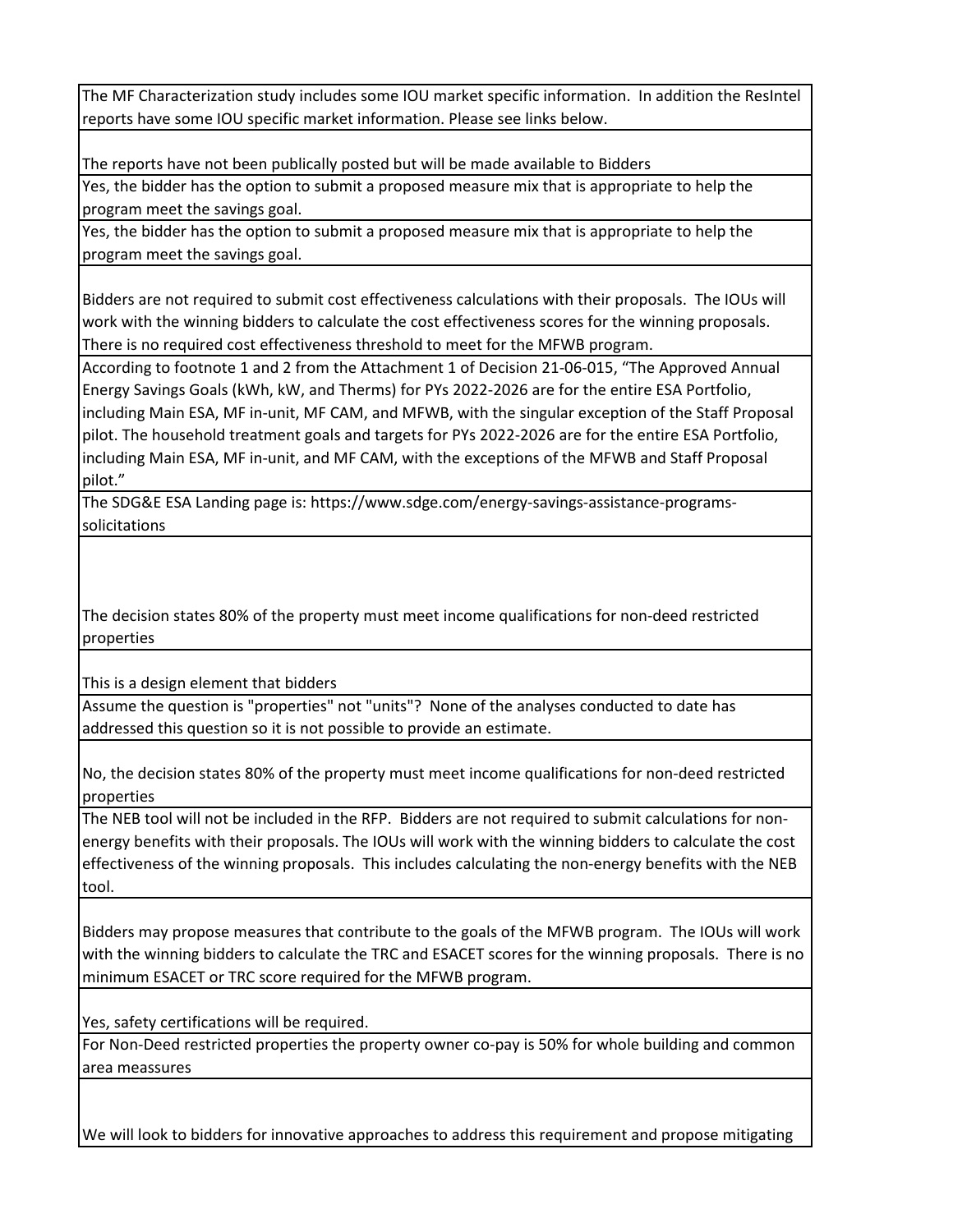| |
|---|
| The MF Characterization study includes some IOU market specific information. In addition the ResIntel reports have some IOU specific market information. Please see links below. |
| The reports have not been publically posted but will be made available to Bidders |
| Yes, the bidder has the option to submit a proposed measure mix that is appropriate to help the program meet the savings goal. |
| Yes, the bidder has the option to submit a proposed measure mix that is appropriate to help the program meet the savings goal. |
| Bidders are not required to submit cost effectiveness calculations with their proposals. The IOUs will work with the winning bidders to calculate the cost effectiveness scores for the winning proposals. There is no required cost effectiveness threshold to meet for the MFWB program. |
| According to footnote 1 and 2 from the Attachment 1 of Decision 21-06-015, "The Approved Annual Energy Savings Goals (kWh, kW, and Therms) for PYs 2022-2026 are for the entire ESA Portfolio, including Main ESA, MF in-unit, MF CAM, and MFWB, with the singular exception of the Staff Proposal pilot. The household treatment goals and targets for PYs 2022-2026 are for the entire ESA Portfolio, including Main ESA, MF in-unit, and MF CAM, with the exceptions of the MFWB and Staff Proposal pilot." |
| The SDG&E ESA Landing page is: https://www.sdge.com/energy-savings-assistance-programs-solicitations |
| The decision states 80% of the property must meet income qualifications for non-deed restricted properties |
| This is a design element that bidders |
| Assume the question is "properties" not "units"? None of the analyses conducted to date has addressed this question so it is not possible to provide an estimate. |
| No, the decision states 80% of the property must meet income qualifications for non-deed restricted properties |
| The NEB tool will not be included in the RFP. Bidders are not required to submit calculations for non-energy benefits with their proposals. The IOUs will work with the winning bidders to calculate the cost effectiveness of the winning proposals. This includes calculating the non-energy benefits with the NEB tool. |
| Bidders may propose measures that contribute to the goals of the MFWB program. The IOUs will work with the winning bidders to calculate the TRC and ESACET scores for the winning proposals. There is no minimum ESACET or TRC score required for the MFWB program. |
| Yes, safety certifications will be required. |
| For Non-Deed restricted properties the property owner co-pay is 50% for whole building and common area meassures |
| We will look to bidders for innovative approaches to address this requirement and propose mitigating |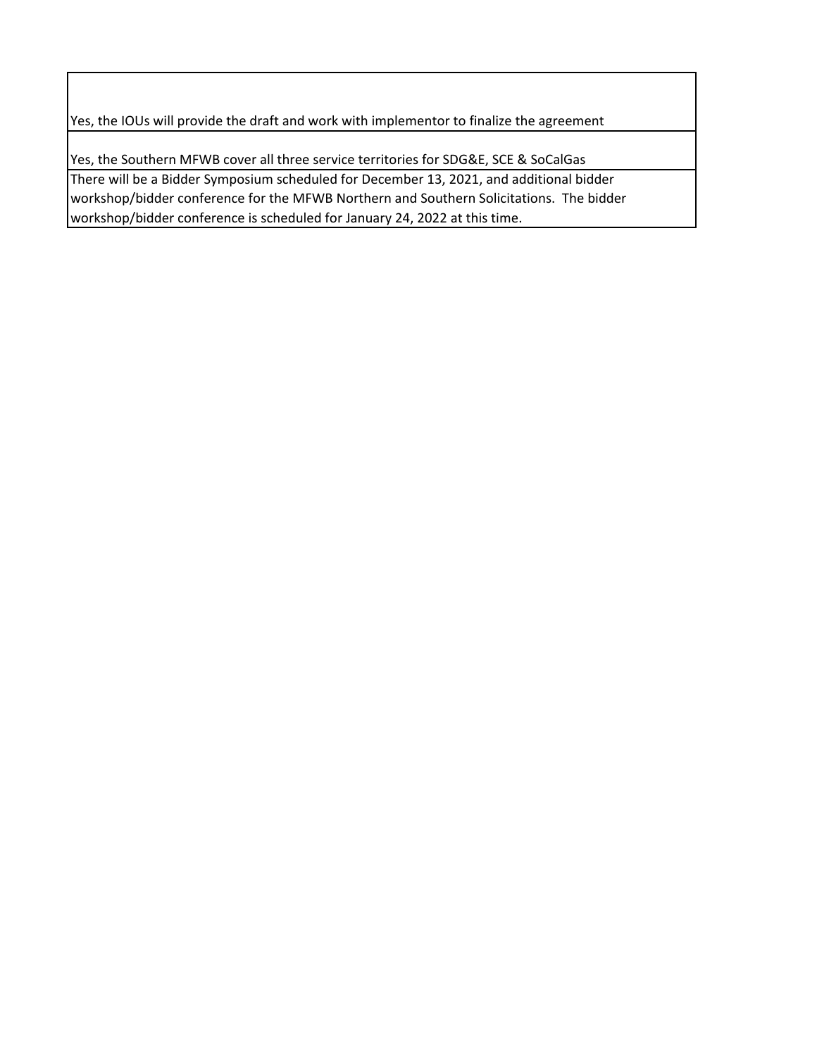| |
|---|
| Yes, the IOUs will provide the draft and work with implementor to finalize the agreement |
| Yes, the Southern MFWB cover all three service territories for SDG&E, SCE & SoCalGas |
| There will be a Bidder Symposium scheduled for December 13, 2021, and additional bidder workshop/bidder conference for the MFWB Northern and Southern Solicitations. The bidder workshop/bidder conference is scheduled for January 24, 2022 at this time. |